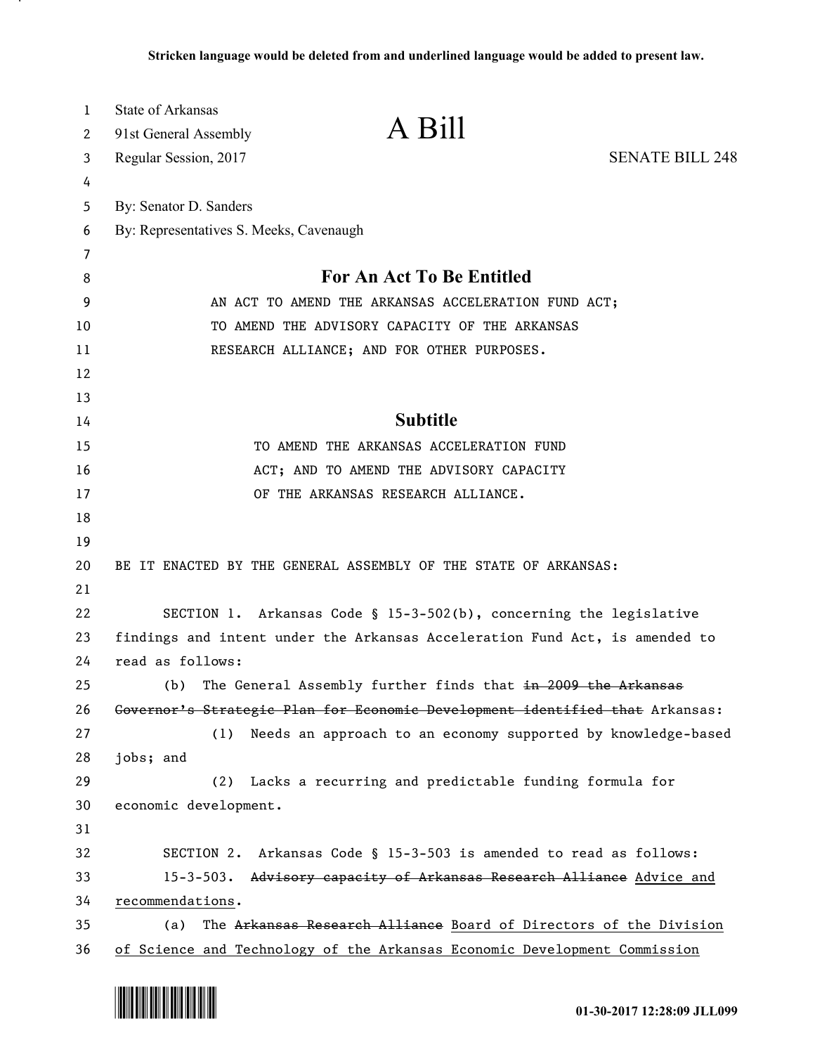**Stricken language would be deleted from and underlined language would be added to present law.**

State of Arkansas
91st General Assembly
Regular Session, 2017

# A Bill

SENATE BILL 248

By: Senator D. Sanders
By: Representatives S. Meeks, Cavenaugh

## For An Act To Be Entitled

AN ACT TO AMEND THE ARKANSAS ACCELERATION FUND ACT; TO AMEND THE ADVISORY CAPACITY OF THE ARKANSAS RESEARCH ALLIANCE; AND FOR OTHER PURPOSES.

## Subtitle

TO AMEND THE ARKANSAS ACCELERATION FUND ACT; AND TO AMEND THE ADVISORY CAPACITY OF THE ARKANSAS RESEARCH ALLIANCE.

BE IT ENACTED BY THE GENERAL ASSEMBLY OF THE STATE OF ARKANSAS:

SECTION 1. Arkansas Code § 15-3-502(b), concerning the legislative findings and intent under the Arkansas Acceleration Fund Act, is amended to read as follows:

(b) The General Assembly further finds that ~~in 2009 the Arkansas Governor's Strategic Plan for Economic Development identified that~~ Arkansas:

(1) Needs an approach to an economy supported by knowledge-based jobs; and

(2) Lacks a recurring and predictable funding formula for economic development.

SECTION 2. Arkansas Code § 15-3-503 is amended to read as follows:

15-3-503. ~~Advisory capacity of Arkansas Research Alliance~~ <u>Advice and recommendations</u>.

(a) The ~~Arkansas Research Alliance~~ <u>Board of Directors of the Division of Science and Technology of the Arkansas Economic Development Commission</u>

01-30-2017 12:28:09 JLL099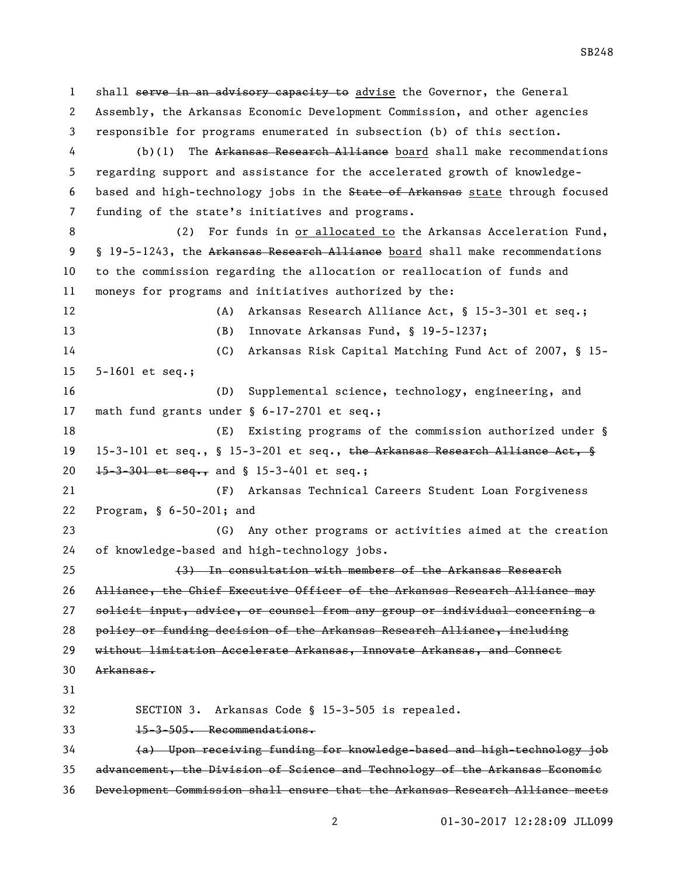shall ~~serve in an advisory capacity to~~ advise the Governor, the General Assembly, the Arkansas Economic Development Commission, and other agencies responsible for programs enumerated in subsection (b) of this section.

(b)(1) The ~~Arkansas Research Alliance~~ board shall make recommendations regarding support and assistance for the accelerated growth of knowledge-based and high-technology jobs in the ~~State of Arkansas~~ state through focused funding of the state's initiatives and programs.

(2) For funds in or allocated to the Arkansas Acceleration Fund, § 19-5-1243, the ~~Arkansas Research Alliance~~ board shall make recommendations to the commission regarding the allocation or reallocation of funds and moneys for programs and initiatives authorized by the:

(A) Arkansas Research Alliance Act, § 15-3-301 et seq.;

(B) Innovate Arkansas Fund, § 19-5-1237;

(C) Arkansas Risk Capital Matching Fund Act of 2007, § 15-5-1601 et seq.;

(D) Supplemental science, technology, engineering, and math fund grants under § 6-17-2701 et seq.;

(E) Existing programs of the commission authorized under § 15-3-101 et seq., § 15-3-201 et seq., ~~the Arkansas Research Alliance Act, § 15-3-301 et seq.,~~ and § 15-3-401 et seq.;

(F) Arkansas Technical Careers Student Loan Forgiveness Program, § 6-50-201; and

(G) Any other programs or activities aimed at the creation of knowledge-based and high-technology jobs.

~~(3) In consultation with members of the Arkansas Research Alliance, the Chief Executive Officer of the Arkansas Research Alliance may solicit input, advice, or counsel from any group or individual concerning a policy or funding decision of the Arkansas Research Alliance, including without limitation Accelerate Arkansas, Innovate Arkansas, and Connect Arkansas.~~

SECTION 3. Arkansas Code § 15-3-505 is repealed.

~~15-3-505. Recommendations.~~

~~(a) Upon receiving funding for knowledge-based and high-technology job advancement, the Division of Science and Technology of the Arkansas Economic Development Commission shall ensure that the Arkansas Research Alliance meets~~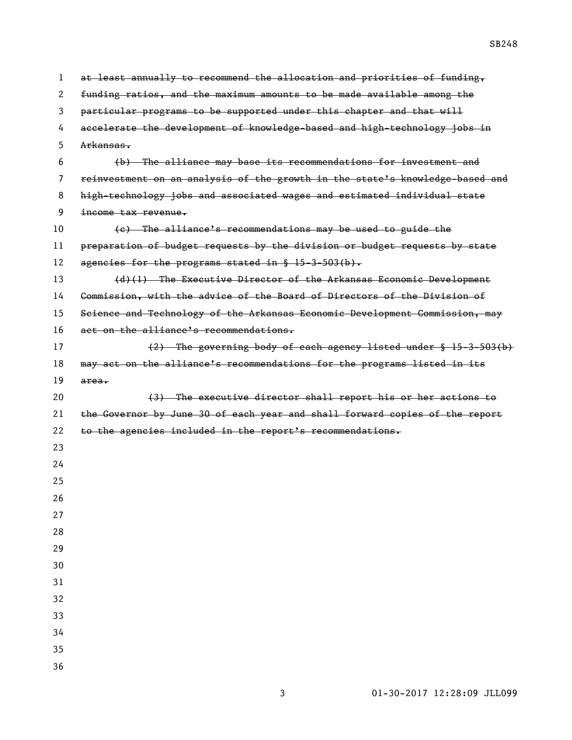~~at least annually to recommend the allocation and priorities of funding, funding ratios, and the maximum amounts to be made available among the particular programs to be supported under this chapter and that will accelerate the development of knowledge-based and high-technology jobs in Arkansas.~~

~~(b) The alliance may base its recommendations for investment and reinvestment on an analysis of the growth in the state's knowledge-based and high-technology jobs and associated wages and estimated individual state income tax revenue.~~

~~(c) The alliance's recommendations may be used to guide the preparation of budget requests by the division or budget requests by state agencies for the programs stated in § 15-3-503(b).~~

~~(d)(1) The Executive Director of the Arkansas Economic Development Commission, with the advice of the Board of Directors of the Division of Science and Technology of the Arkansas Economic Development Commission, may act on the alliance's recommendations.~~

~~(2) The governing body of each agency listed under § 15-3-503(b) may act on the alliance's recommendations for the programs listed in its area.~~

~~(3) The executive director shall report his or her actions to the Governor by June 30 of each year and shall forward copies of the report to the agencies included in the report's recommendations.~~